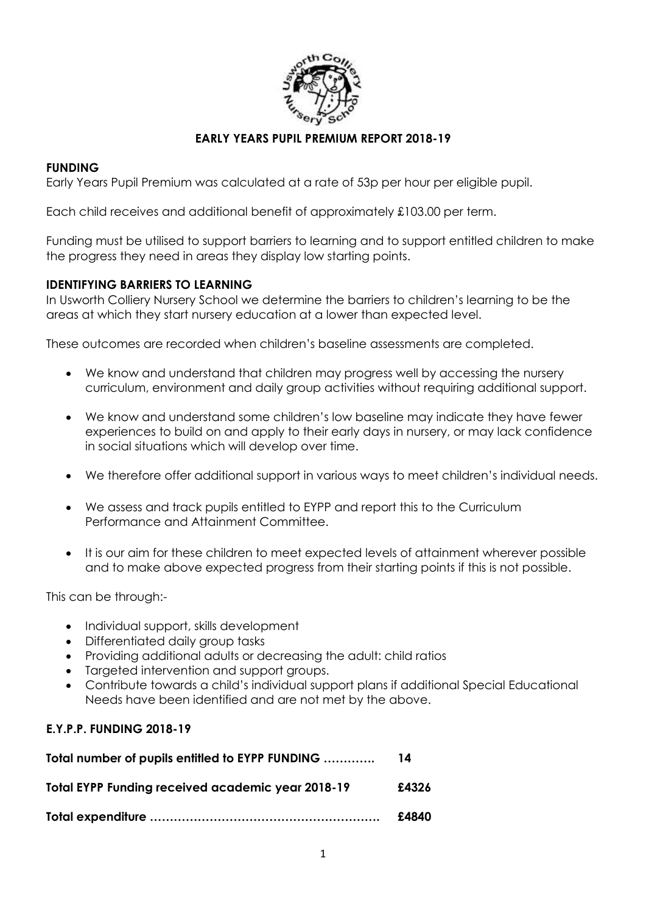# EARLY YEARS PUPIL PREMIUM REPORT 2018-19

## FUNDING

Early Years Pupil Premium was calculated at a rate of 53p per hour per eligible pupil.

Each child receives and additional benefit of approximately £103.00 per term.

Funding must be utilised to support barriers to learning and to support entitled children to make the progress they need in areas they display low starting points.

## IDENTIFYING BARRIERS TO LEARNING

In Usworth Colliery Nursery School we determine the barriers to children's learning to be the areas at which they start nursery education at a lower than expected level.

These outcomes are recorded when children's baseline assessments are completed.

- We know and understand that children may progress well by accessing the nursery curriculum, environment and daily group activities without requiring additional support.
- We know and understand some children's low baseline may indicate they have fewer experiences to build on and apply to their early days in nursery, or may lack confidence in social situations which will develop over time.
- We therefore offer additional support in various ways to meet children's individual needs.
- We assess and track pupils entitled to EYPP and report this to the Curriculum Performance and Attainment Committee.
- It is our aim for these children to meet expected levels of attainment wherever possible and to make above expected progress from their starting points if this is not possible.

This can be through:-

- Individual support, skills development
- Differentiated daily group tasks
- Providing additional adults or decreasing the adult: child ratios
- Targeted intervention and support groups.
- Contribute towards a child's individual support plans if additional Special Educational Needs have been identified and are not met by the above.

## E.Y.P.P. FUNDING 2018-19

**Total number of pupils entitled to EYPP FUNDING ………….** **14**

**Total EYPP Funding received academic year 2018-19** **£4326**

**Total expenditure ………………………………………………….** **£4840**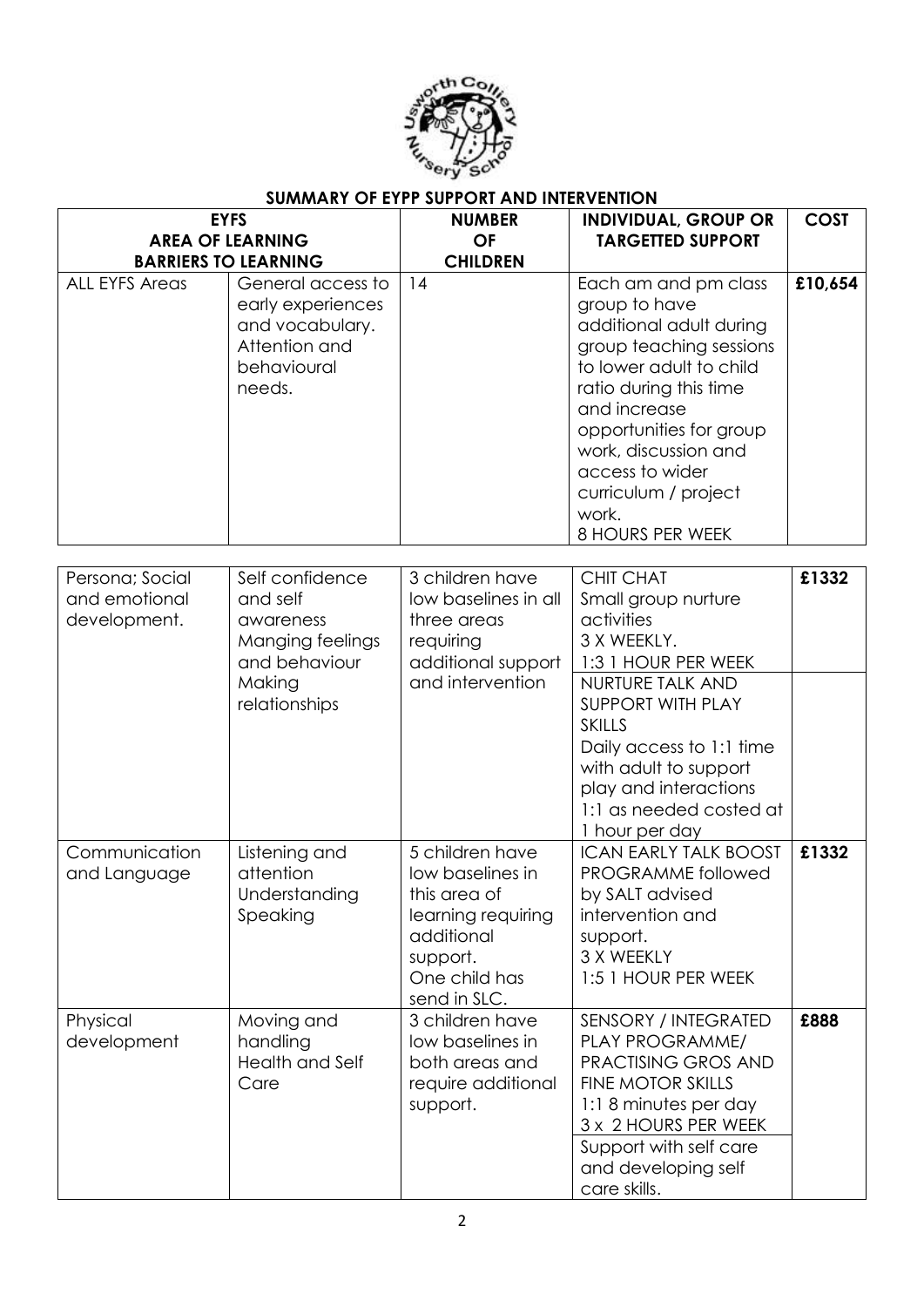## SUMMARY OF EYPP SUPPORT AND INTERVENTION

| EYFS AREA OF LEARNING | BARRIERS TO LEARNING | NUMBER OF CHILDREN | INDIVIDUAL, GROUP OR TARGETTED SUPPORT | COST |
|---|---|---|---|---|
| ALL EYFS Areas | General access to early experiences and vocabulary. Attention and behavioural needs. | 14 | Each am and pm class group to have additional adult during group teaching sessions to lower adult to child ratio during this time and increase opportunities for group work, discussion and access to wider curriculum / project work. 8 HOURS PER WEEK | £10,654 |

| | | | | |
|---|---|---|---|---|
| Persona; Social and emotional development. | Self confidence and self awareness Manging feelings and behaviour Making relationships | 3 children have low baselines in all three areas requiring additional support and intervention | CHIT CHAT Small group nurture activities 3 X WEEKLY. 1:3 1 HOUR PER WEEK | £1332 |
| | | | NURTURE TALK AND SUPPORT WITH PLAY SKILLS Daily access to 1:1 time with adult to support play and interactions 1:1 as needed costed at 1 hour per day | |
| Communication and Language | Listening and attention Understanding Speaking | 5 children have low baselines in this area of learning requiring additional support. One child has send in SLC. | ICAN EARLY TALK BOOST PROGRAMME followed by SALT advised intervention and support. 3 X WEEKLY 1:5 1 HOUR PER WEEK | £1332 |
| Physical development | Moving and handling Health and Self Care | 3 children have low baselines in both areas and require additional support. | SENSORY / INTEGRATED PLAY PROGRAMME/ PRACTISING GROS AND FINE MOTOR SKILLS 1:1 8 minutes per day 3 x 2 HOURS PER WEEK | £888 |
| | | | Support with self care and developing self care skills. | |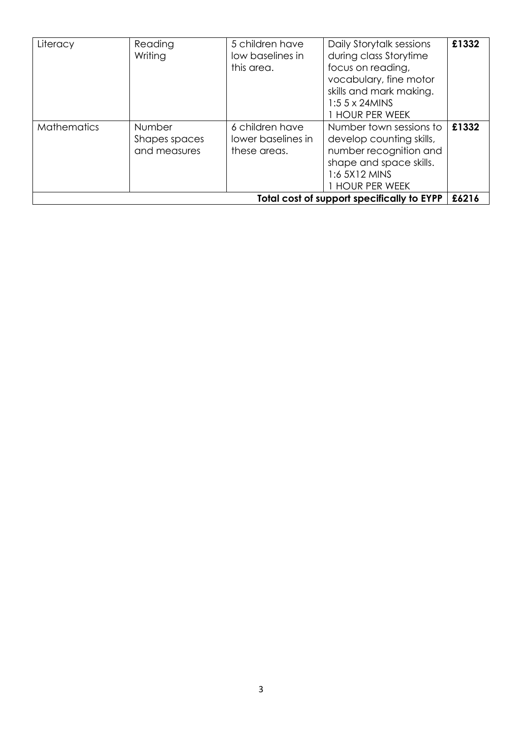| Literacy | Reading<br>Writing | 5 children have low baselines in this area. | Daily Storytalk sessions during class Storytime focus on reading, vocabulary, fine motor skills and mark making.<br>1:5 5 x 24MINS<br>1 HOUR PER WEEK | **£1332** |
|---|---|---|---|---|
| Mathematics | Number<br>Shapes spaces and measures | 6 children have lower baselines in these areas. | Number town sessions to develop counting skills, number recognition and shape and space skills.<br>1:6 5X12 MINS<br>1 HOUR PER WEEK | **£1332** |
| | | | **Total cost of support specifically to EYPP** | **£6216** |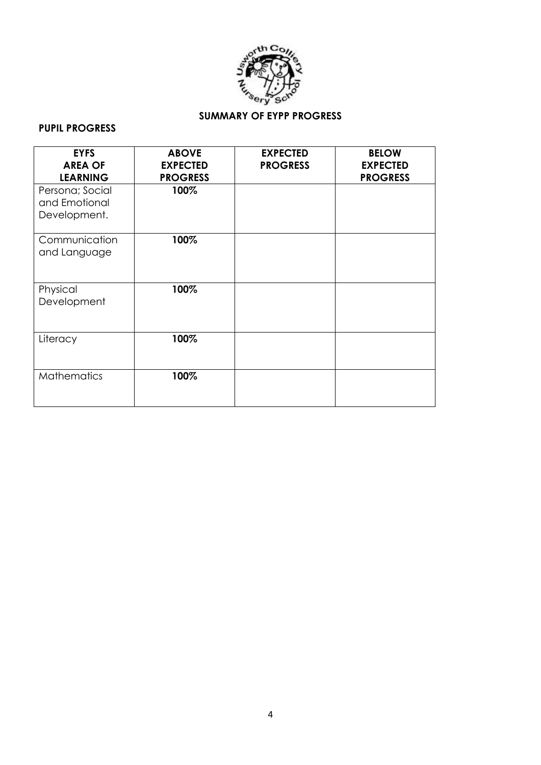## SUMMARY OF EYPP PROGRESS

**PUPIL PROGRESS**

| EYFS AREA OF LEARNING | ABOVE EXPECTED PROGRESS | EXPECTED PROGRESS | BELOW EXPECTED PROGRESS |
|---|---|---|---|
| Persona; Social and Emotional Development. | **100%** | | |
| Communication and Language | **100%** | | |
| Physical Development | **100%** | | |
| Literacy | **100%** | | |
| Mathematics | **100%** | | |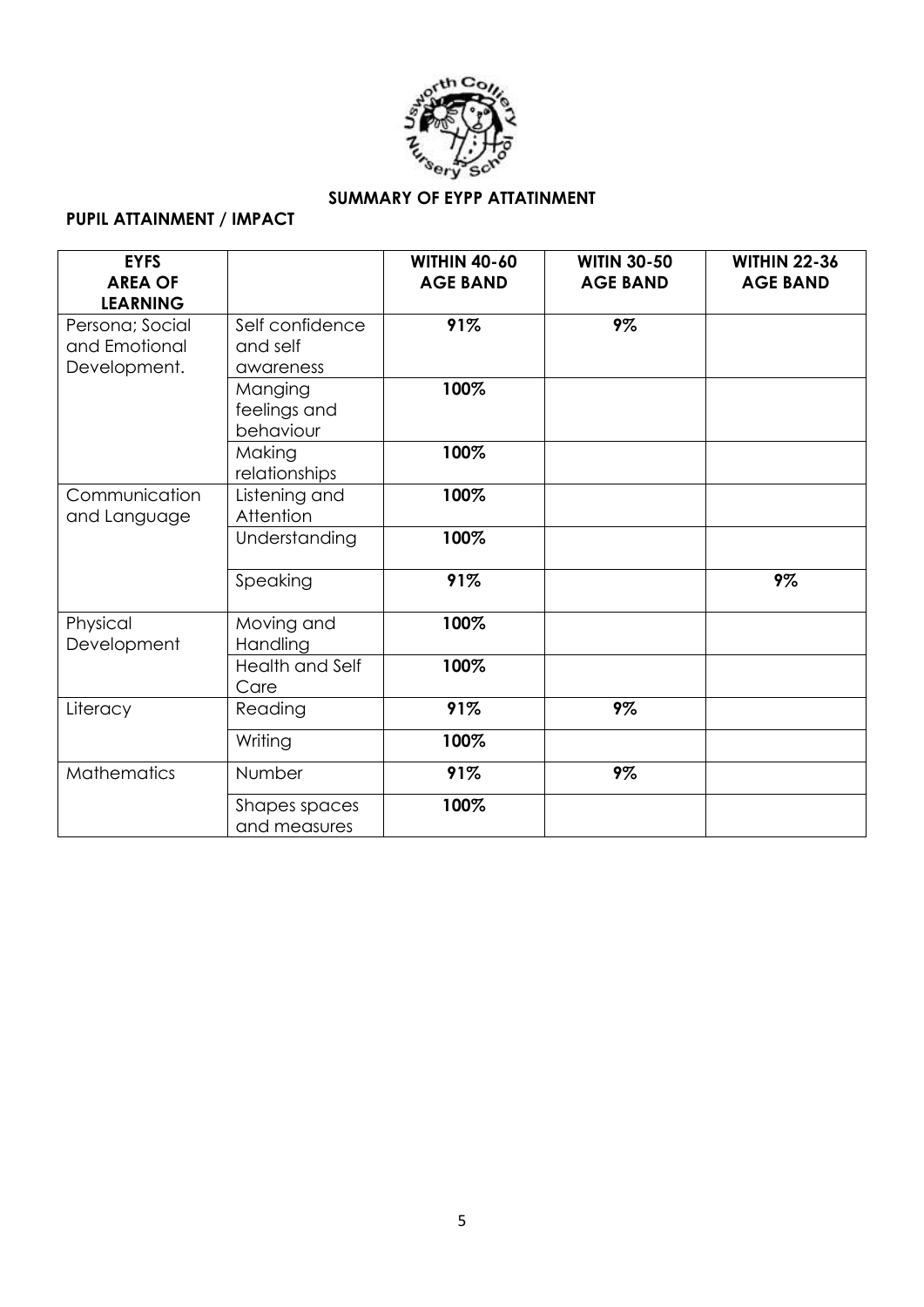## SUMMARY OF EYPP ATTATINMENT

**PUPIL ATTAINMENT / IMPACT**

| EYFS AREA OF LEARNING | | WITHIN 40-60 AGE BAND | WITIN 30-50 AGE BAND | WITHIN 22-36 AGE BAND |
|---|---|---|---|---|
| Persona; Social and Emotional Development. | Self confidence and self awareness | 91% | 9% | |
| | Manging feelings and behaviour | 100% | | |
| | Making relationships | 100% | | |
| Communication and Language | Listening and Attention | 100% | | |
| | Understanding | 100% | | |
| | Speaking | 91% | | 9% |
| Physical Development | Moving and Handling | 100% | | |
| | Health and Self Care | 100% | | |
| Literacy | Reading | 91% | 9% | |
| | Writing | 100% | | |
| Mathematics | Number | 91% | 9% | |
| | Shapes spaces and measures | 100% | | |